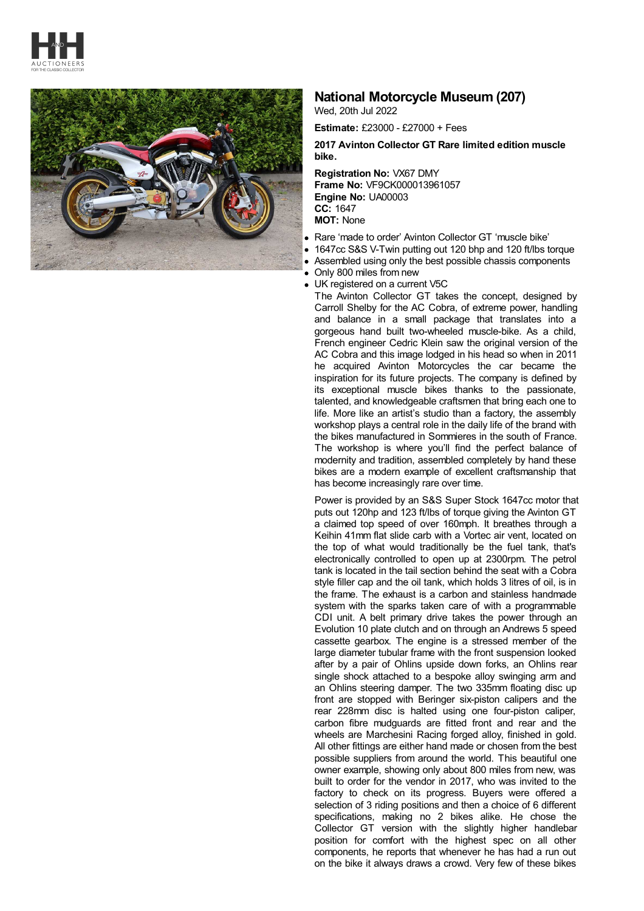# National Motorcycle Museum (207)

Wed, 20th Jul 2022

**Estimate:** £23000 - £27000 + Fees

**2017 Avinton Collector GT Rare limited edition muscle bike.**

**Registration No:** VX67 DMY
**Frame No:** VF9CK000013961057
**Engine No:** UA00003
**CC:** 1647
**MOT:** None

- Rare 'made to order' Avinton Collector GT 'muscle bike'
- 1647cc S&S V-Twin putting out 120 bhp and 120 ft/lbs torque
- Assembled using only the best possible chassis components
- Only 800 miles from new
- UK registered on a current V5C

The Avinton Collector GT takes the concept, designed by Carroll Shelby for the AC Cobra, of extreme power, handling and balance in a small package that translates into a gorgeous hand built two-wheeled muscle-bike. As a child, French engineer Cedric Klein saw the original version of the AC Cobra and this image lodged in his head so when in 2011 he acquired Avinton Motorcycles the car became the inspiration for its future projects. The company is defined by its exceptional muscle bikes thanks to the passionate, talented, and knowledgeable craftsmen that bring each one to life. More like an artist's studio than a factory, the assembly workshop plays a central role in the daily life of the brand with the bikes manufactured in Sommieres in the south of France. The workshop is where you'll find the perfect balance of modernity and tradition, assembled completely by hand these bikes are a modern example of excellent craftsmanship that has become increasingly rare over time.

Power is provided by an S&S Super Stock 1647cc motor that puts out 120hp and 123 ft/lbs of torque giving the Avinton GT a claimed top speed of over 160mph. It breathes through a Keihin 41mm flat slide carb with a Vortec air vent, located on the top of what would traditionally be the fuel tank, that's electronically controlled to open up at 2300rpm. The petrol tank is located in the tail section behind the seat with a Cobra style filler cap and the oil tank, which holds 3 litres of oil, is in the frame. The exhaust is a carbon and stainless handmade system with the sparks taken care of with a programmable CDI unit. A belt primary drive takes the power through an Evolution 10 plate clutch and on through an Andrews 5 speed cassette gearbox. The engine is a stressed member of the large diameter tubular frame with the front suspension looked after by a pair of Ohlins upside down forks, an Ohlins rear single shock attached to a bespoke alloy swinging arm and an Ohlins steering damper. The two 335mm floating disc up front are stopped with Beringer six-piston calipers and the rear 228mm disc is halted using one four-piston caliper, carbon fibre mudguards are fitted front and rear and the wheels are Marchesini Racing forged alloy, finished in gold. All other fittings are either hand made or chosen from the best possible suppliers from around the world. This beautiful one owner example, showing only about 800 miles from new, was built to order for the vendor in 2017, who was invited to the factory to check on its progress. Buyers were offered a selection of 3 riding positions and then a choice of 6 different specifications, making no 2 bikes alike. He chose the Collector GT version with the slightly higher handlebar position for comfort with the highest spec on all other components, he reports that whenever he has had a run out on the bike it always draws a crowd. Very few of these bikes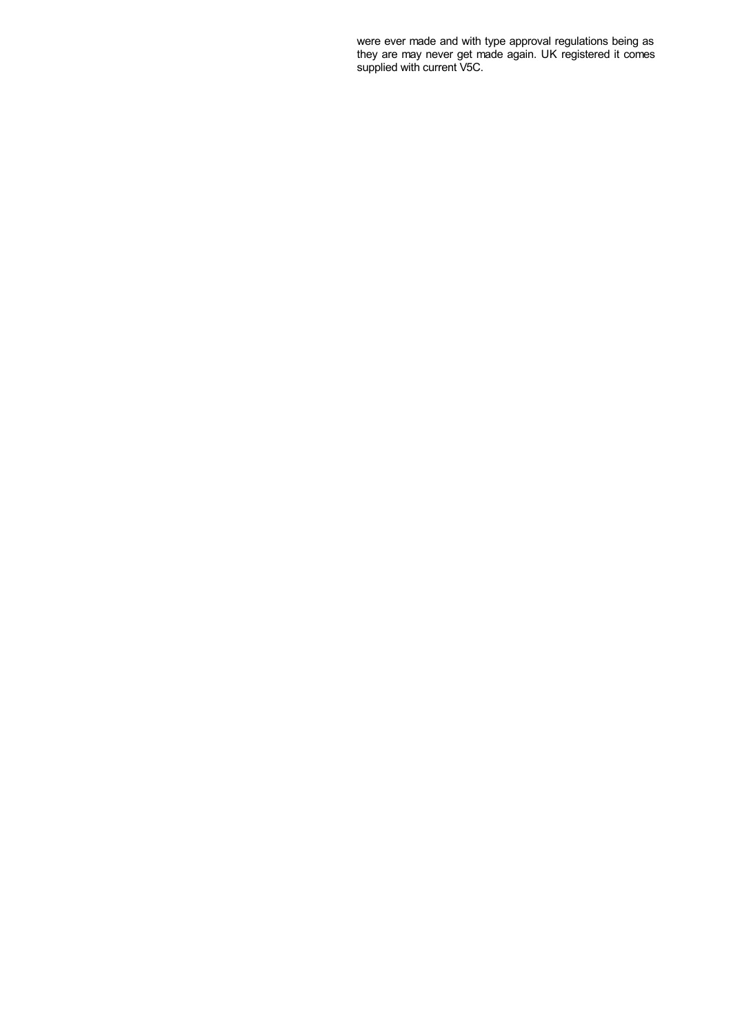were ever made and with type approval regulations being as they are may never get made again. UK registered it comes supplied with current V5C.